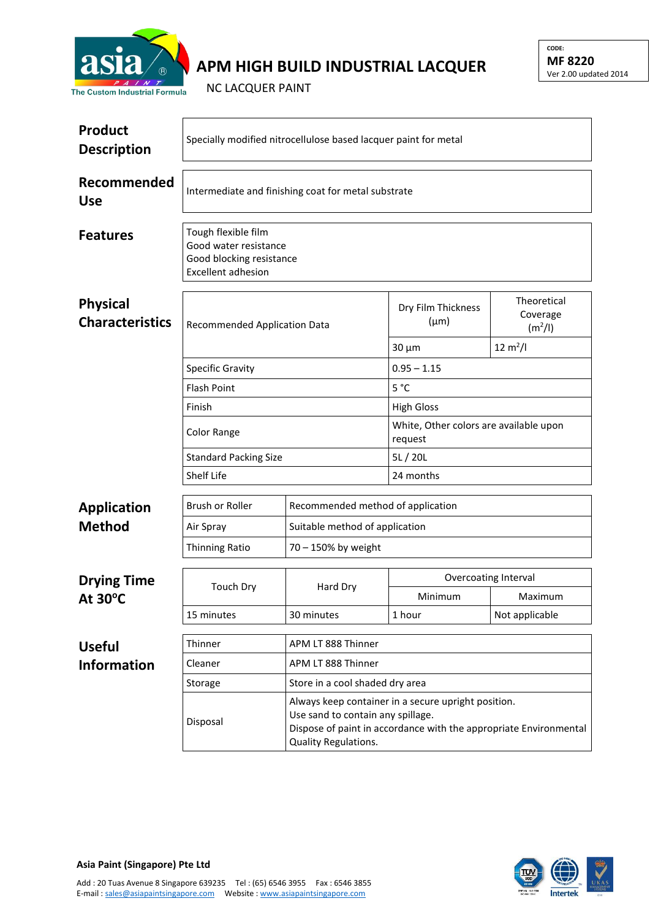# APM HIGH BUILD INDUSTRIAL LACQUER

NC LACQUER PAINT

CODE:
**MF 8220**
Ver 2.00 updated 2014

## Product Description

Specially modified nitrocellulose based lacquer paint for metal

## Recommended Use

Intermediate and finishing coat for metal substrate

## Features

- Tough flexible film
- Good water resistance
- Good blocking resistance
- Excellent adhesion

## Physical Characteristics

| Recommended Application Data | Dry Film Thickness (μm) | Theoretical Coverage ($m^2/l$) |
|---|---|---|
| | 30 μm | 12 $m^2/l$ |
| Specific Gravity | 0.95 – 1.15 | |
| Flash Point | 5 °C | |
| Finish | High Gloss | |
| Color Range | White, Other colors are available upon request | |
| Standard Packing Size | 5L / 20L | |
| Shelf Life | 24 months | |

## Application Method

| | |
|---|---|
| Brush or Roller | Recommended method of application |
| Air Spray | Suitable method of application |
| Thinning Ratio | 70 – 150% by weight |

## Drying Time At 30°C

| Touch Dry | Hard Dry | Overcoating Interval | |
|---|---|---|---|
| | | Minimum | Maximum |
| 15 minutes | 30 minutes | 1 hour | Not applicable |

## Useful Information

| | |
|---|---|
| Thinner | APM LT 888 Thinner |
| Cleaner | APM LT 888 Thinner |
| Storage | Store in a cool shaded dry area |
| Disposal | Always keep container in a secure upright position.<br>Use sand to contain any spillage.<br>Dispose of paint in accordance with the appropriate Environmental Quality Regulations. |

**Asia Paint (Singapore) Pte Ltd**

Add : 20 Tuas Avenue 8 Singapore 639235 Tel : (65) 6546 3955 Fax : 6546 3855
E-mail : sales@asiapaintsingapore.com Website : www.asiapaintsingapore.com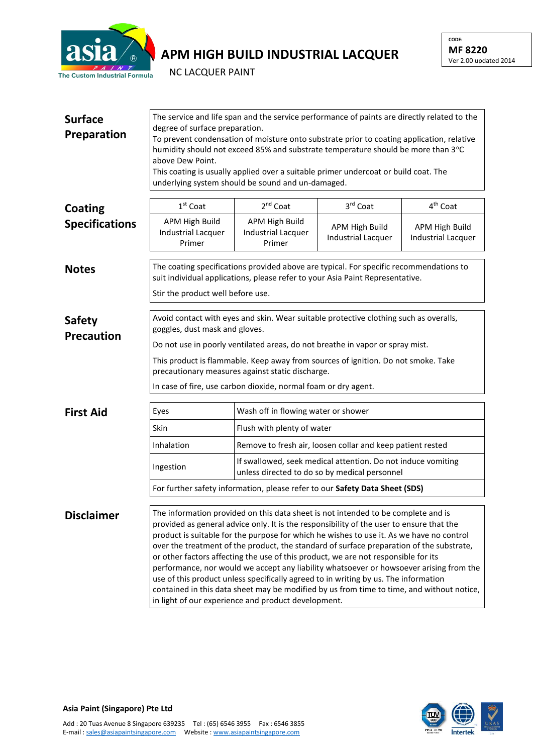APM HIGH BUILD INDUSTRIAL LACQUER

NC LACQUER PAINT

CODE:
**MF 8220**
Ver 2.00 updated 2014

## Surface Preparation

The service and life span and the service performance of paints are directly related to the degree of surface preparation.
To prevent condensation of moisture onto substrate prior to coating application, relative humidity should not exceed 85% and substrate temperature should be more than 3°C above Dew Point.
This coating is usually applied over a suitable primer undercoat or build coat. The underlying system should be sound and un-damaged.

## Coating Specifications

| 1st Coat | 2nd Coat | 3rd Coat | 4th Coat |
|---|---|---|---|
| APM High Build Industrial Lacquer Primer | APM High Build Industrial Lacquer Primer | APM High Build Industrial Lacquer | APM High Build Industrial Lacquer |

## Notes

The coating specifications provided above are typical. For specific recommendations to suit individual applications, please refer to your Asia Paint Representative.

Stir the product well before use.

## Safety Precaution

Avoid contact with eyes and skin. Wear suitable protective clothing such as overalls, goggles, dust mask and gloves.

Do not use in poorly ventilated areas, do not breathe in vapor or spray mist.

This product is flammable. Keep away from sources of ignition. Do not smoke. Take precautionary measures against static discharge.

In case of fire, use carbon dioxide, normal foam or dry agent.

## First Aid

| | |
|---|---|
| Eyes | Wash off in flowing water or shower |
| Skin | Flush with plenty of water |
| Inhalation | Remove to fresh air, loosen collar and keep patient rested |
| Ingestion | If swallowed, seek medical attention. Do not induce vomiting unless directed to do so by medical personnel |

For further safety information, please refer to our **Safety Data Sheet (SDS)**

## Disclaimer

The information provided on this data sheet is not intended to be complete and is provided as general advice only. It is the responsibility of the user to ensure that the product is suitable for the purpose for which he wishes to use it. As we have no control over the treatment of the product, the standard of surface preparation of the substrate, or other factors affecting the use of this product, we are not responsible for its performance, nor would we accept any liability whatsoever or howsoever arising from the use of this product unless specifically agreed to in writing by us. The information contained in this data sheet may be modified by us from time to time, and without notice, in light of our experience and product development.

**Asia Paint (Singapore) Pte Ltd**

Add : 20 Tuas Avenue 8 Singapore 639235 Tel : (65) 6546 3955 Fax : 6546 3855
E-mail : sales@asiapaintsingapore.com Website : www.asiapaintsingapore.com